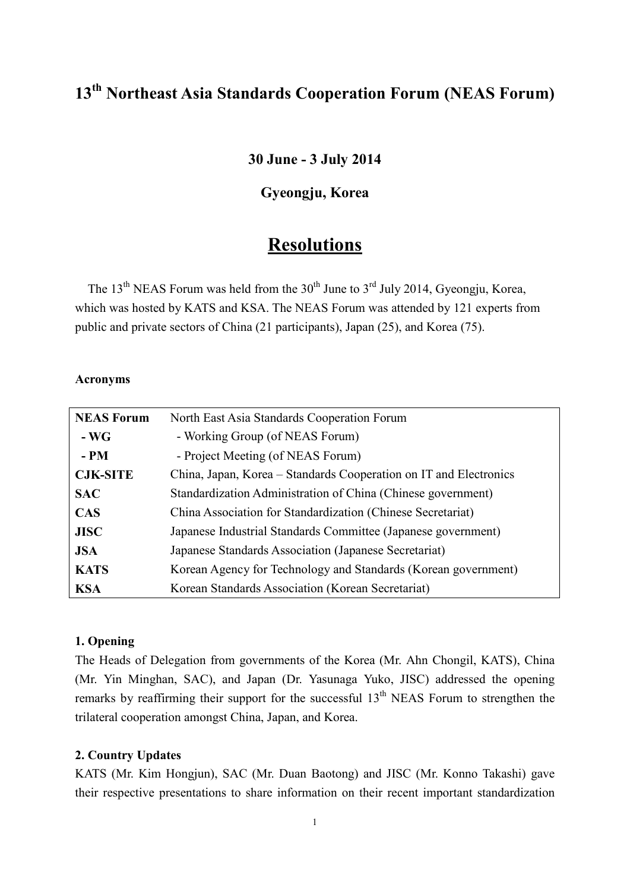# 13th Northeast Asia Standards Cooperation Forum (NEAS Forum)

**30 June - 3 July 2014**

**Gyeongju, Korea**

## Resolutions

The 13th NEAS Forum was held from the 30th June to 3rd July 2014, Gyeongju, Korea, which was hosted by KATS and KSA. The NEAS Forum was attended by 121 experts from public and private sectors of China (21 participants), Japan (25), and Korea (75).

**Acronyms**

| | |
|---|---|
| **NEAS Forum** | North East Asia Standards Cooperation Forum |
| **- WG** | - Working Group (of NEAS Forum) |
| **- PM** | - Project Meeting (of NEAS Forum) |
| **CJK-SITE** | China, Japan, Korea – Standards Cooperation on IT and Electronics |
| **SAC** | Standardization Administration of China (Chinese government) |
| **CAS** | China Association for Standardization (Chinese Secretariat) |
| **JISC** | Japanese Industrial Standards Committee (Japanese government) |
| **JSA** | Japanese Standards Association (Japanese Secretariat) |
| **KATS** | Korean Agency for Technology and Standards (Korean government) |
| **KSA** | Korean Standards Association (Korean Secretariat) |

**1. Opening**

The Heads of Delegation from governments of the Korea (Mr. Ahn Chongil, KATS), China (Mr. Yin Minghan, SAC), and Japan (Dr. Yasunaga Yuko, JISC) addressed the opening remarks by reaffirming their support for the successful 13th NEAS Forum to strengthen the trilateral cooperation amongst China, Japan, and Korea.

**2. Country Updates**

KATS (Mr. Kim Hongjun), SAC (Mr. Duan Baotong) and JISC (Mr. Konno Takashi) gave their respective presentations to share information on their recent important standardization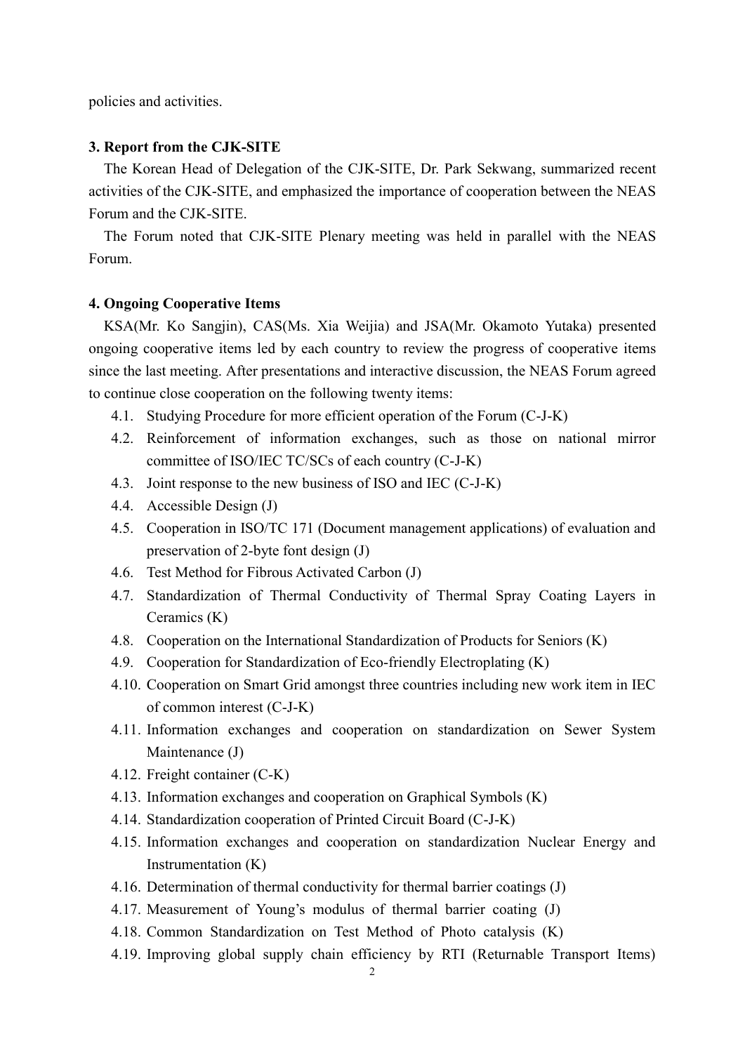policies and activities.

**3. Report from the CJK-SITE**

The Korean Head of Delegation of the CJK-SITE, Dr. Park Sekwang, summarized recent activities of the CJK-SITE, and emphasized the importance of cooperation between the NEAS Forum and the CJK-SITE.

The Forum noted that CJK-SITE Plenary meeting was held in parallel with the NEAS Forum.

**4. Ongoing Cooperative Items**

KSA(Mr. Ko Sangjin), CAS(Ms. Xia Weijia) and JSA(Mr. Okamoto Yutaka) presented ongoing cooperative items led by each country to review the progress of cooperative items since the last meeting. After presentations and interactive discussion, the NEAS Forum agreed to continue close cooperation on the following twenty items:

4.1. Studying Procedure for more efficient operation of the Forum (C-J-K)

4.2. Reinforcement of information exchanges, such as those on national mirror committee of ISO/IEC TC/SCs of each country (C-J-K)

4.3. Joint response to the new business of ISO and IEC (C-J-K)

4.4. Accessible Design (J)

4.5. Cooperation in ISO/TC 171 (Document management applications) of evaluation and preservation of 2-byte font design (J)

4.6. Test Method for Fibrous Activated Carbon (J)

4.7. Standardization of Thermal Conductivity of Thermal Spray Coating Layers in Ceramics (K)

4.8. Cooperation on the International Standardization of Products for Seniors (K)

4.9. Cooperation for Standardization of Eco-friendly Electroplating (K)

4.10. Cooperation on Smart Grid amongst three countries including new work item in IEC of common interest (C-J-K)

4.11. Information exchanges and cooperation on standardization on Sewer System Maintenance (J)

4.12. Freight container (C-K)

4.13. Information exchanges and cooperation on Graphical Symbols (K)

4.14. Standardization cooperation of Printed Circuit Board (C-J-K)

4.15. Information exchanges and cooperation on standardization Nuclear Energy and Instrumentation (K)

4.16. Determination of thermal conductivity for thermal barrier coatings (J)

4.17. Measurement of Young's modulus of thermal barrier coating (J)

4.18. Common Standardization on Test Method of Photo catalysis (K)

4.19. Improving global supply chain efficiency by RTI (Returnable Transport Items)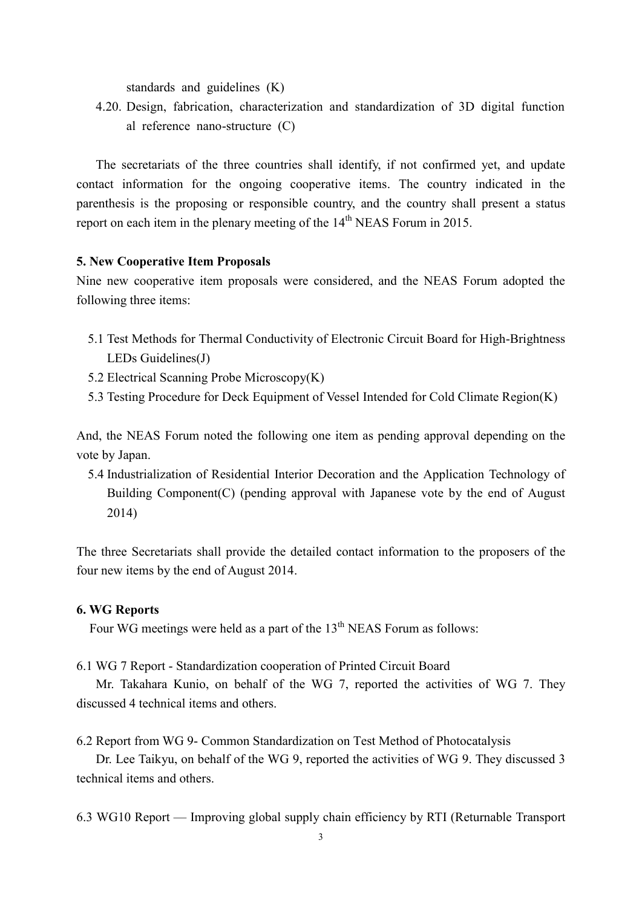standards and guidelines (K)

4.20. Design, fabrication, characterization and standardization of 3D digital function al reference nano-structure (C)

The secretariats of the three countries shall identify, if not confirmed yet, and update contact information for the ongoing cooperative items. The country indicated in the parenthesis is the proposing or responsible country, and the country shall present a status report on each item in the plenary meeting of the 14th NEAS Forum in 2015.

**5. New Cooperative Item Proposals**

Nine new cooperative item proposals were considered, and the NEAS Forum adopted the following three items:

5.1 Test Methods for Thermal Conductivity of Electronic Circuit Board for High-Brightness LEDs Guidelines(J)

5.2 Electrical Scanning Probe Microscopy(K)

5.3 Testing Procedure for Deck Equipment of Vessel Intended for Cold Climate Region(K)

And, the NEAS Forum noted the following one item as pending approval depending on the vote by Japan.

5.4 Industrialization of Residential Interior Decoration and the Application Technology of Building Component(C) (pending approval with Japanese vote by the end of August 2014)

The three Secretariats shall provide the detailed contact information to the proposers of the four new items by the end of August 2014.

**6. WG Reports**

Four WG meetings were held as a part of the 13th NEAS Forum as follows:

6.1 WG 7 Report - Standardization cooperation of Printed Circuit Board

Mr. Takahara Kunio, on behalf of the WG 7, reported the activities of WG 7. They discussed 4 technical items and others.

6.2 Report from WG 9- Common Standardization on Test Method of Photocatalysis

Dr. Lee Taikyu, on behalf of the WG 9, reported the activities of WG 9. They discussed 3 technical items and others.

6.3 WG10 Report — Improving global supply chain efficiency by RTI (Returnable Transport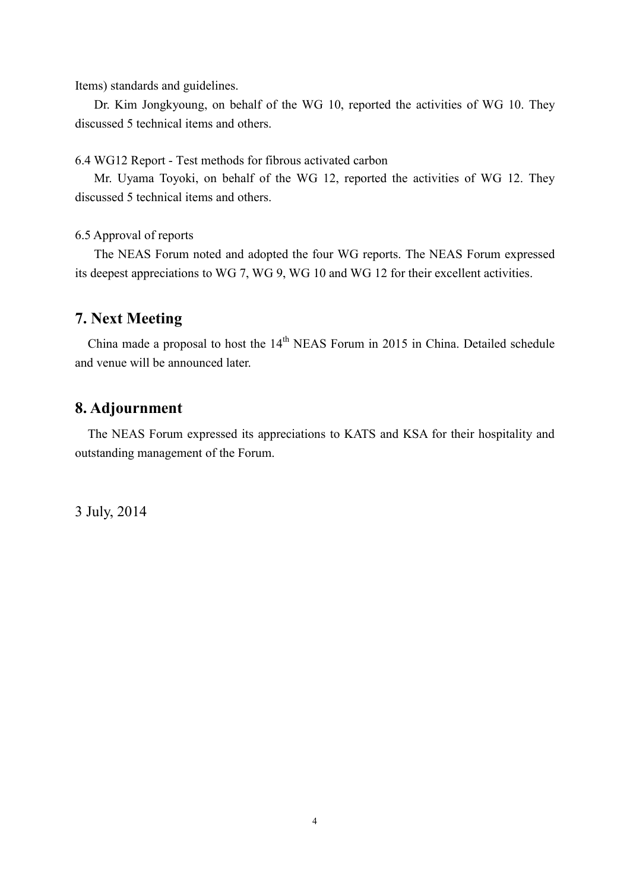Items) standards and guidelines.

Dr. Kim Jongkyoung, on behalf of the WG 10, reported the activities of WG 10. They discussed 5 technical items and others.

6.4 WG12 Report - Test methods for fibrous activated carbon

Mr. Uyama Toyoki, on behalf of the WG 12, reported the activities of WG 12. They discussed 5 technical items and others.

6.5 Approval of reports

The NEAS Forum noted and adopted the four WG reports. The NEAS Forum expressed its deepest appreciations to WG 7, WG 9, WG 10 and WG 12 for their excellent activities.

## 7. Next Meeting

China made a proposal to host the 14th NEAS Forum in 2015 in China. Detailed schedule and venue will be announced later.

## 8. Adjournment

The NEAS Forum expressed its appreciations to KATS and KSA for their hospitality and outstanding management of the Forum.

3 July, 2014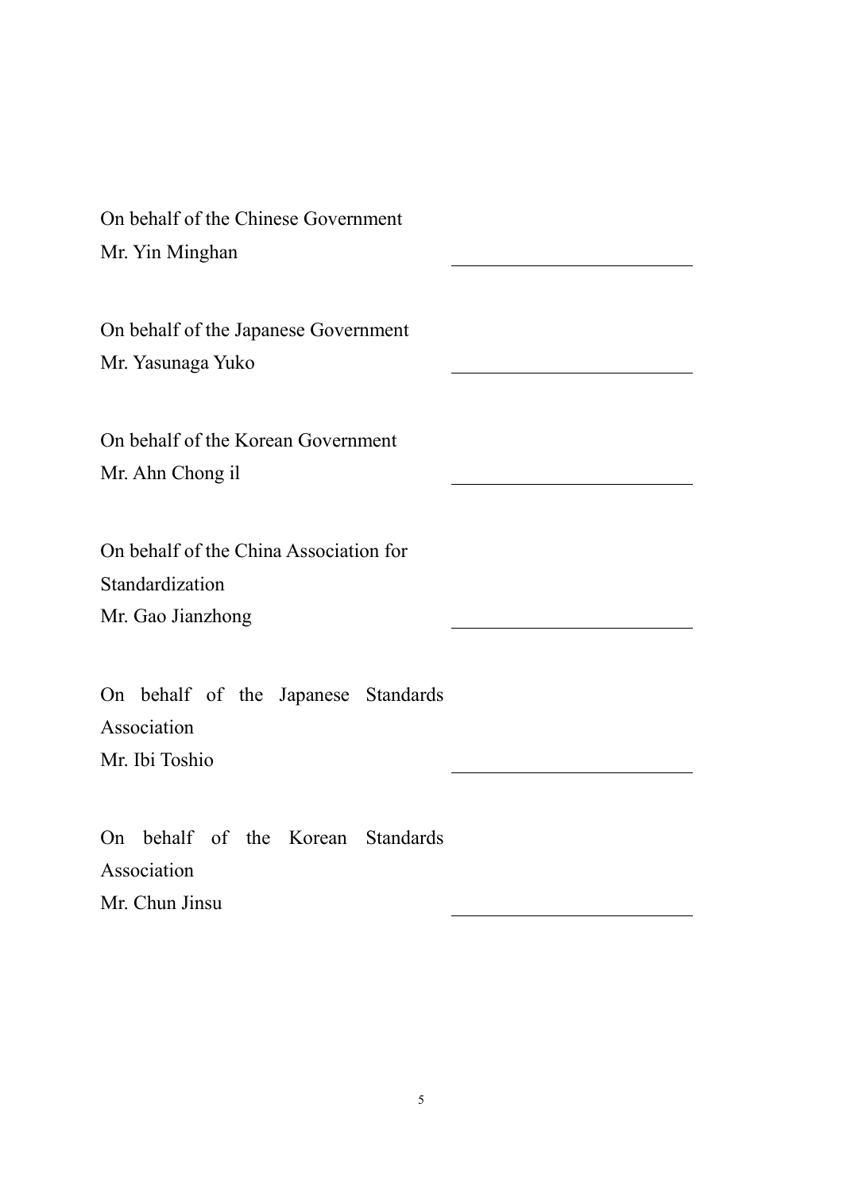On behalf of the Chinese Government
Mr. Yin Minghan ______________________

On behalf of the Japanese Government
Mr. Yasunaga Yuko ______________________

On behalf of the Korean Government
Mr. Ahn Chong il ______________________

On behalf of the China Association for Standardization
Mr. Gao Jianzhong ______________________

On behalf of the Japanese Standards Association
Mr. Ibi Toshio ______________________

On behalf of the Korean Standards Association
Mr. Chun Jinsu ______________________